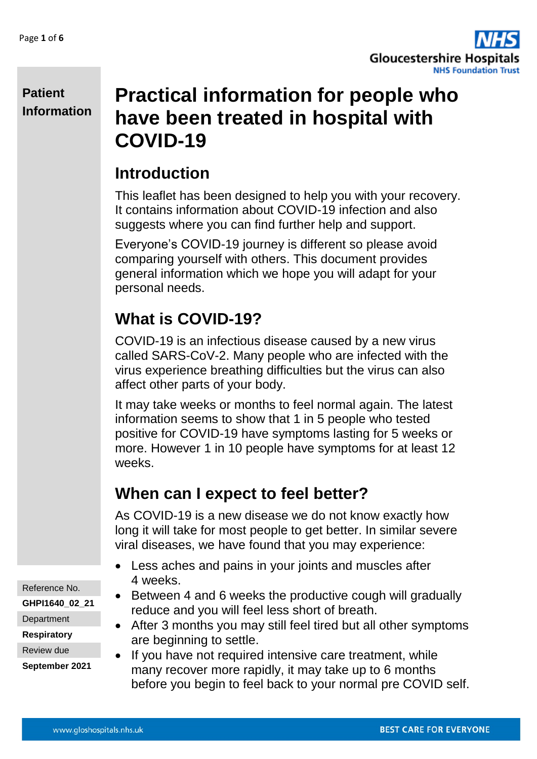**Patient Information**

# Practical information for people who have been treated in hospital with COVID-19

## Introduction

This leaflet has been designed to help you with your recovery. It contains information about COVID-19 infection and also suggests where you can find further help and support.

Everyone's COVID-19 journey is different so please avoid comparing yourself with others. This document provides general information which we hope you will adapt for your personal needs.

## What is COVID-19?

COVID-19 is an infectious disease caused by a new virus called SARS-CoV-2. Many people who are infected with the virus experience breathing difficulties but the virus can also affect other parts of your body.

It may take weeks or months to feel normal again. The latest information seems to show that 1 in 5 people who tested positive for COVID-19 have symptoms lasting for 5 weeks or more. However 1 in 10 people have symptoms for at least 12 weeks.

## When can I expect to feel better?

As COVID-19 is a new disease we do not know exactly how long it will take for most people to get better. In similar severe viral diseases, we have found that you may experience:

- Less aches and pains in your joints and muscles after 4 weeks.
- Between 4 and 6 weeks the productive cough will gradually reduce and you will feel less short of breath.
- After 3 months you may still feel tired but all other symptoms are beginning to settle.
- If you have not required intensive care treatment, while many recover more rapidly, it may take up to 6 months before you begin to feel back to your normal pre COVID self.

Reference No.
**GHPI1640_02_21**
Department
**Respiratory**
Review due
**September 2021**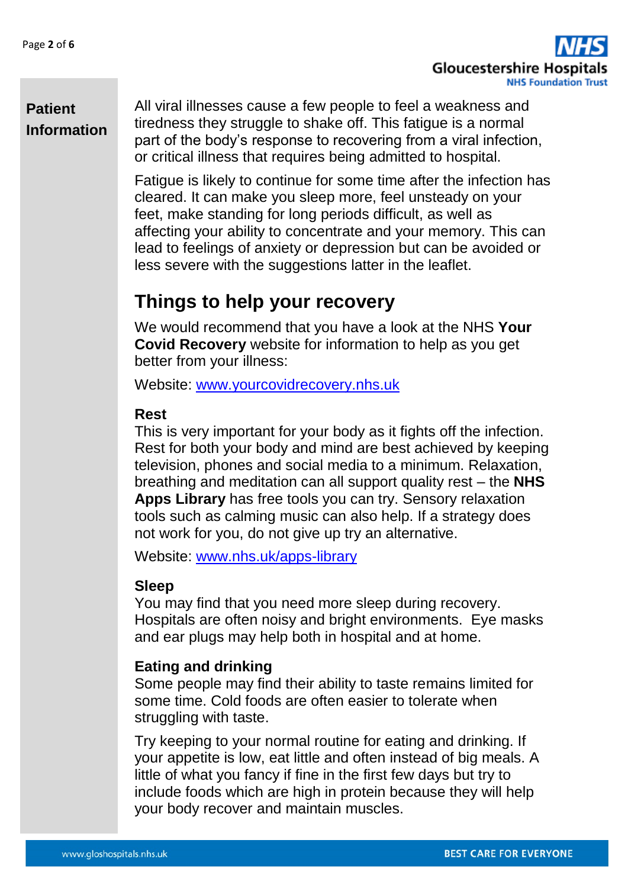All viral illnesses cause a few people to feel a weakness and tiredness they struggle to shake off. This fatigue is a normal part of the body's response to recovering from a viral infection, or critical illness that requires being admitted to hospital.

Fatigue is likely to continue for some time after the infection has cleared. It can make you sleep more, feel unsteady on your feet, make standing for long periods difficult, as well as affecting your ability to concentrate and your memory. This can lead to feelings of anxiety or depression but can be avoided or less severe with the suggestions latter in the leaflet.

## Things to help your recovery

We would recommend that you have a look at the NHS **Your Covid Recovery** website for information to help as you get better from your illness:

Website: www.yourcovidrecovery.nhs.uk

### Rest

This is very important for your body as it fights off the infection. Rest for both your body and mind are best achieved by keeping television, phones and social media to a minimum. Relaxation, breathing and meditation can all support quality rest – the **NHS Apps Library** has free tools you can try. Sensory relaxation tools such as calming music can also help. If a strategy does not work for you, do not give up try an alternative.

Website: www.nhs.uk/apps-library

### Sleep

You may find that you need more sleep during recovery. Hospitals are often noisy and bright environments. Eye masks and ear plugs may help both in hospital and at home.

### Eating and drinking

Some people may find their ability to taste remains limited for some time. Cold foods are often easier to tolerate when struggling with taste.

Try keeping to your normal routine for eating and drinking. If your appetite is low, eat little and often instead of big meals. A little of what you fancy if fine in the first few days but try to include foods which are high in protein because they will help your body recover and maintain muscles.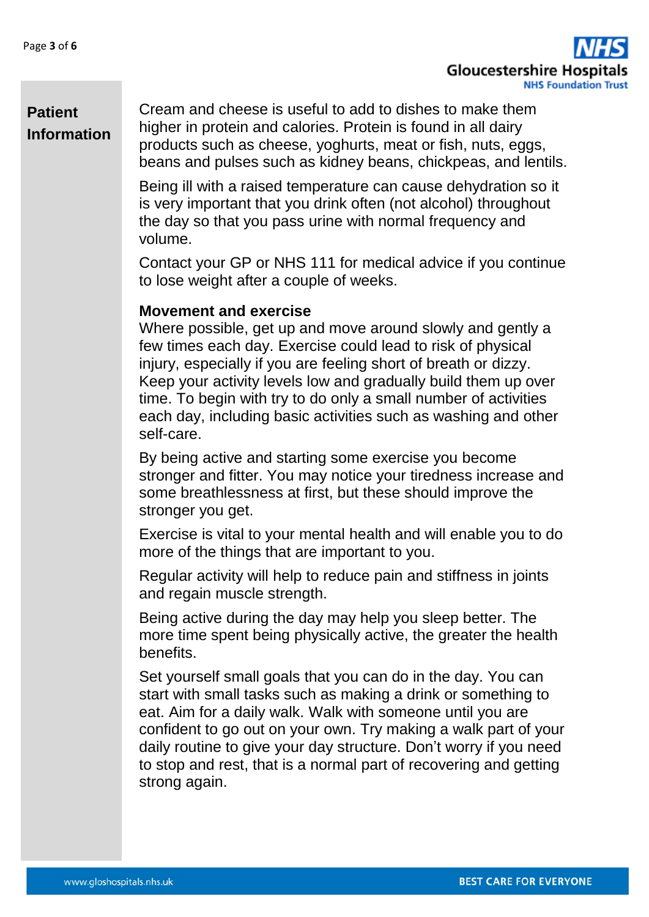Cream and cheese is useful to add to dishes to make them higher in protein and calories. Protein is found in all dairy products such as cheese, yoghurts, meat or fish, nuts, eggs, beans and pulses such as kidney beans, chickpeas, and lentils.

Being ill with a raised temperature can cause dehydration so it is very important that you drink often (not alcohol) throughout the day so that you pass urine with normal frequency and volume.

Contact your GP or NHS 111 for medical advice if you continue to lose weight after a couple of weeks.

**Movement and exercise**

Where possible, get up and move around slowly and gently a few times each day. Exercise could lead to risk of physical injury, especially if you are feeling short of breath or dizzy. Keep your activity levels low and gradually build them up over time. To begin with try to do only a small number of activities each day, including basic activities such as washing and other self-care.

By being active and starting some exercise you become stronger and fitter. You may notice your tiredness increase and some breathlessness at first, but these should improve the stronger you get.

Exercise is vital to your mental health and will enable you to do more of the things that are important to you.

Regular activity will help to reduce pain and stiffness in joints and regain muscle strength.

Being active during the day may help you sleep better. The more time spent being physically active, the greater the health benefits.

Set yourself small goals that you can do in the day. You can start with small tasks such as making a drink or something to eat. Aim for a daily walk. Walk with someone until you are confident to go out on your own. Try making a walk part of your daily routine to give your day structure. Don't worry if you need to stop and rest, that is a normal part of recovering and getting strong again.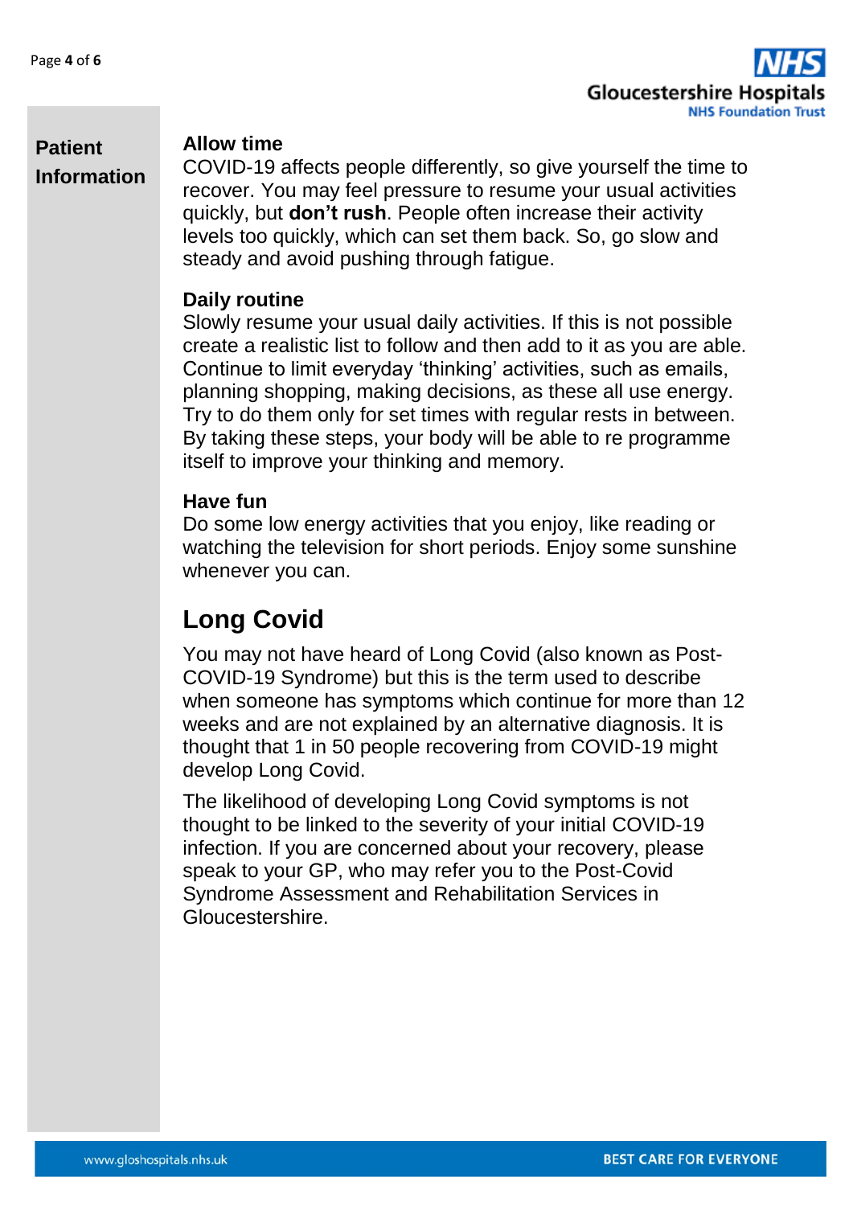**Patient Information**

### Allow time

COVID-19 affects people differently, so give yourself the time to recover. You may feel pressure to resume your usual activities quickly, but **don't rush**. People often increase their activity levels too quickly, which can set them back. So, go slow and steady and avoid pushing through fatigue.

### Daily routine

Slowly resume your usual daily activities. If this is not possible create a realistic list to follow and then add to it as you are able. Continue to limit everyday 'thinking' activities, such as emails, planning shopping, making decisions, as these all use energy. Try to do them only for set times with regular rests in between. By taking these steps, your body will be able to re programme itself to improve your thinking and memory.

### Have fun

Do some low energy activities that you enjoy, like reading or watching the television for short periods. Enjoy some sunshine whenever you can.

## Long Covid

You may not have heard of Long Covid (also known as Post-COVID-19 Syndrome) but this is the term used to describe when someone has symptoms which continue for more than 12 weeks and are not explained by an alternative diagnosis. It is thought that 1 in 50 people recovering from COVID-19 might develop Long Covid.

The likelihood of developing Long Covid symptoms is not thought to be linked to the severity of your initial COVID-19 infection. If you are concerned about your recovery, please speak to your GP, who may refer you to the Post-Covid Syndrome Assessment and Rehabilitation Services in Gloucestershire.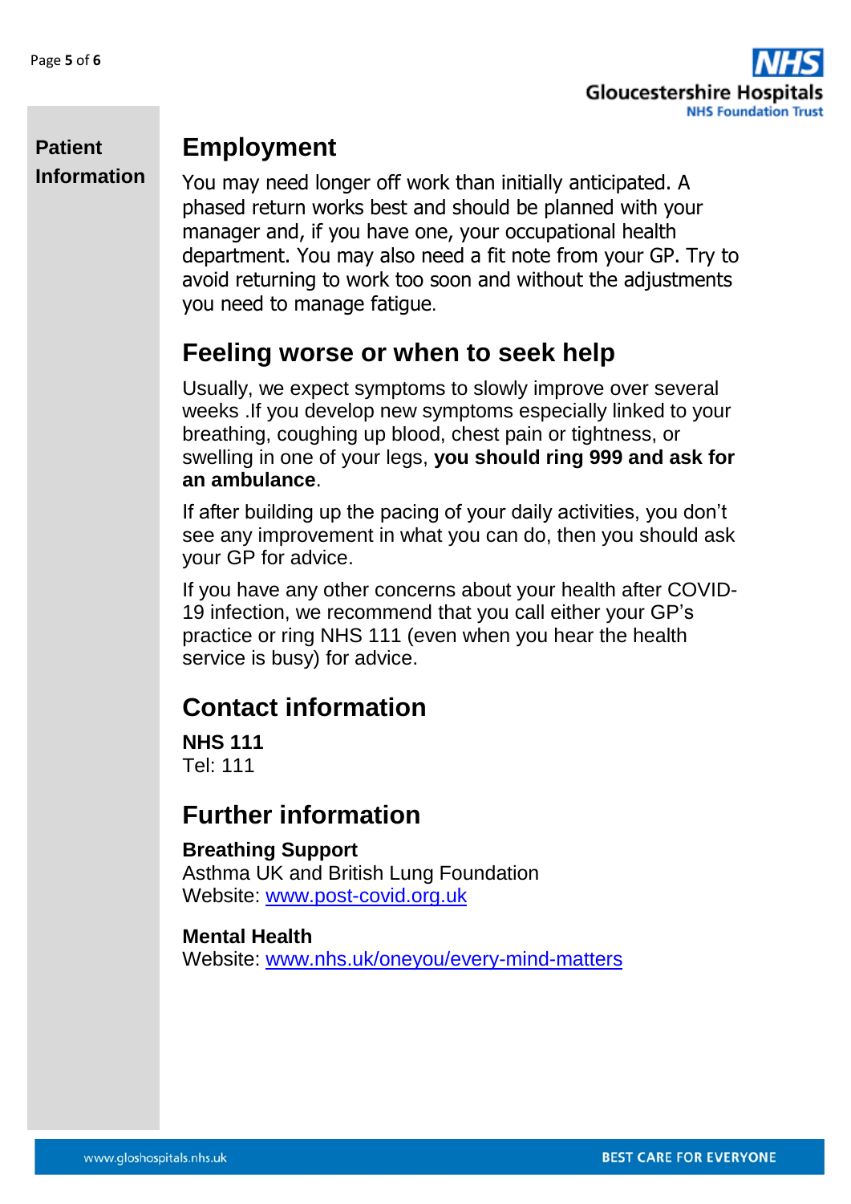## Employment

You may need longer off work than initially anticipated. A phased return works best and should be planned with your manager and, if you have one, your occupational health department. You may also need a fit note from your GP. Try to avoid returning to work too soon and without the adjustments you need to manage fatigue.

## Feeling worse or when to seek help

Usually, we expect symptoms to slowly improve over several weeks .If you develop new symptoms especially linked to your breathing, coughing up blood, chest pain or tightness, or swelling in one of your legs, **you should ring 999 and ask for an ambulance**.

If after building up the pacing of your daily activities, you don't see any improvement in what you can do, then you should ask your GP for advice.

If you have any other concerns about your health after COVID-19 infection, we recommend that you call either your GP's practice or ring NHS 111 (even when you hear the health service is busy) for advice.

## Contact information

**NHS 111**
Tel: 111

## Further information

**Breathing Support**
Asthma UK and British Lung Foundation
Website: www.post-covid.org.uk

**Mental Health**
Website: www.nhs.uk/oneyou/every-mind-matters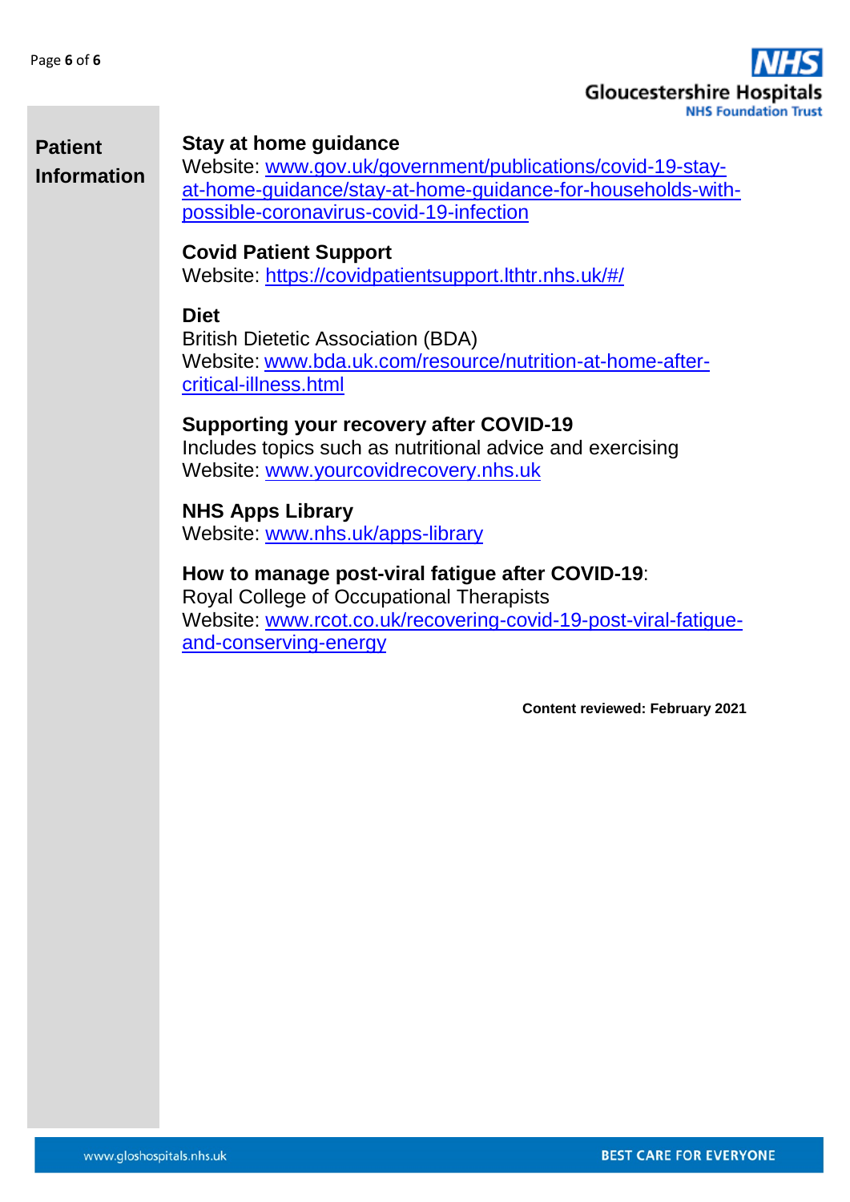**Patient Information**

**Stay at home guidance**
Website: www.gov.uk/government/publications/covid-19-stay-at-home-guidance/stay-at-home-guidance-for-households-with-possible-coronavirus-covid-19-infection

**Covid Patient Support**
Website: https://covidpatientsupport.lthtr.nhs.uk/#/

**Diet**
British Dietetic Association (BDA)
Website: www.bda.uk.com/resource/nutrition-at-home-after-critical-illness.html

**Supporting your recovery after COVID-19**
Includes topics such as nutritional advice and exercising
Website: www.yourcovidrecovery.nhs.uk

**NHS Apps Library**
Website: www.nhs.uk/apps-library

**How to manage post-viral fatigue after COVID-19**:
Royal College of Occupational Therapists
Website: www.rcot.co.uk/recovering-covid-19-post-viral-fatigue-and-conserving-energy

**Content reviewed: February 2021**